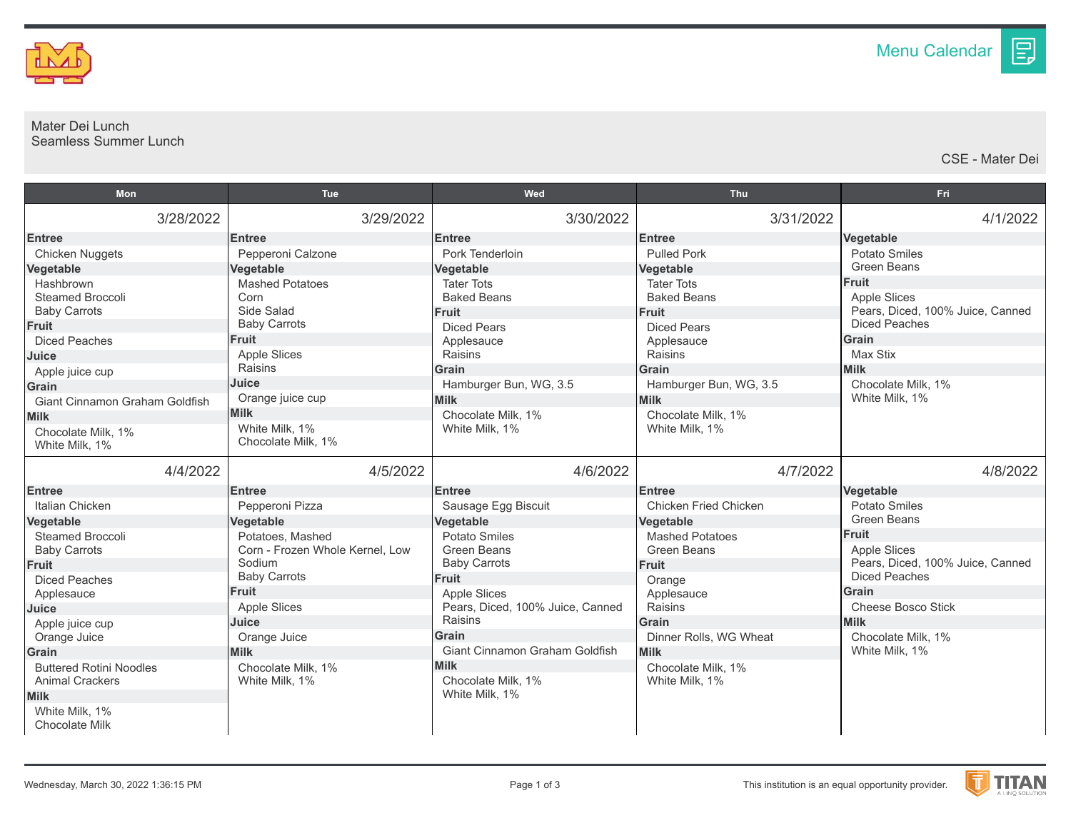# Menu Calendar

Mater Dei Lunch
Seamless Summer Lunch

CSE - Mater Dei

| Mon | Tue | Wed | Thu | Fri |
|---|---|---|---|---|
| **3/28/2022**<br>**Entree**<br>Chicken Nuggets<br>**Vegetable**<br>Hashbrown<br>Steamed Broccoli<br>Baby Carrots<br>**Fruit**<br>Diced Peaches<br>**Juice**<br>Apple juice cup<br>**Grain**<br>Giant Cinnamon Graham Goldfish<br>**Milk**<br>Chocolate Milk, 1%<br>White Milk, 1% | **3/29/2022**<br>**Entree**<br>Pepperoni Calzone<br>**Vegetable**<br>Mashed Potatoes<br>Corn<br>Side Salad<br>Baby Carrots<br>**Fruit**<br>Apple Slices<br>Raisins<br>**Juice**<br>Orange juice cup<br>**Milk**<br>White Milk, 1%<br>Chocolate Milk, 1% | **3/30/2022**<br>**Entree**<br>Pork Tenderloin<br>**Vegetable**<br>Tater Tots<br>Baked Beans<br>**Fruit**<br>Diced Pears<br>Applesauce<br>Raisins<br>**Grain**<br>Hamburger Bun, WG, 3.5<br>**Milk**<br>Chocolate Milk, 1%<br>White Milk, 1% | **3/31/2022**<br>**Entree**<br>Pulled Pork<br>**Vegetable**<br>Tater Tots<br>Baked Beans<br>**Fruit**<br>Diced Pears<br>Applesauce<br>Raisins<br>**Grain**<br>Hamburger Bun, WG, 3.5<br>**Milk**<br>Chocolate Milk, 1%<br>White Milk, 1% | **4/1/2022**<br>**Vegetable**<br>Potato Smiles<br>Green Beans<br>**Fruit**<br>Apple Slices<br>Pears, Diced, 100% Juice, Canned<br>Diced Peaches<br>**Grain**<br>Max Stix<br>**Milk**<br>Chocolate Milk, 1%<br>White Milk, 1% |
| **4/4/2022**<br>**Entree**<br>Italian Chicken<br>**Vegetable**<br>Steamed Broccoli<br>Baby Carrots<br>**Fruit**<br>Diced Peaches<br>Applesauce<br>**Juice**<br>Apple juice cup<br>Orange Juice<br>**Grain**<br>Buttered Rotini Noodles<br>Animal Crackers<br>**Milk**<br>White Milk, 1%<br>Chocolate Milk | **4/5/2022**<br>**Entree**<br>Pepperoni Pizza<br>**Vegetable**<br>Potatoes, Mashed<br>Corn - Frozen Whole Kernel, Low Sodium<br>Baby Carrots<br>**Fruit**<br>Apple Slices<br>**Juice**<br>Orange Juice<br>**Milk**<br>Chocolate Milk, 1%<br>White Milk, 1% | **4/6/2022**<br>**Entree**<br>Sausage Egg Biscuit<br>**Vegetable**<br>Potato Smiles<br>Green Beans<br>Baby Carrots<br>**Fruit**<br>Apple Slices<br>Pears, Diced, 100% Juice, Canned<br>Raisins<br>**Grain**<br>Giant Cinnamon Graham Goldfish<br>**Milk**<br>Chocolate Milk, 1%<br>White Milk, 1% | **4/7/2022**<br>**Entree**<br>Chicken Fried Chicken<br>**Vegetable**<br>Mashed Potatoes<br>Green Beans<br>**Fruit**<br>Orange<br>Applesauce<br>Raisins<br>**Grain**<br>Dinner Rolls, WG Wheat<br>**Milk**<br>Chocolate Milk, 1%<br>White Milk, 1% | **4/8/2022**<br>**Vegetable**<br>Potato Smiles<br>Green Beans<br>**Fruit**<br>Apple Slices<br>Pears, Diced, 100% Juice, Canned<br>Diced Peaches<br>**Grain**<br>Cheese Bosco Stick<br>**Milk**<br>Chocolate Milk, 1%<br>White Milk, 1% |

Wednesday, March 30, 2022 1:36:15 PM

This institution is an equal opportunity provider.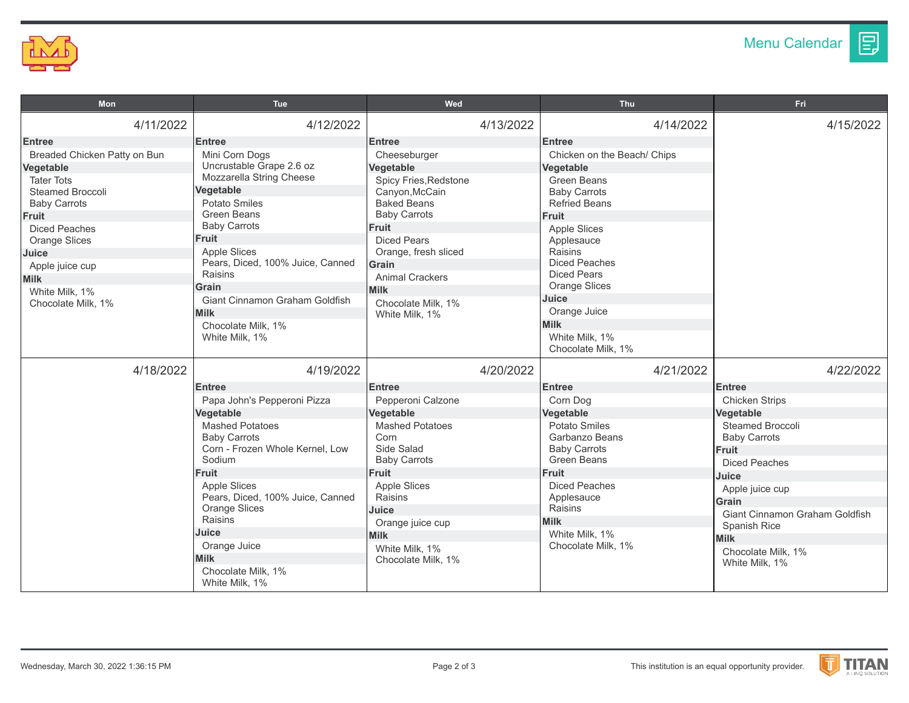# Menu Calendar

| Mon | Tue | Wed | Thu | Fri |
|---|---|---|---|---|
| 4/11/2022 | 4/12/2022 | 4/13/2022 | 4/14/2022 | 4/15/2022 |
| **Entree**<br>Breaded Chicken Patty on Bun<br>**Vegetable**<br>Tater Tots<br>Steamed Broccoli<br>Baby Carrots<br>**Fruit**<br>Diced Peaches<br>Orange Slices<br>**Juice**<br>Apple juice cup<br>**Milk**<br>White Milk, 1%<br>Chocolate Milk, 1% | **Entree**<br>Mini Corn Dogs<br>Uncrustable Grape 2.6 oz<br>Mozzarella String Cheese<br>**Vegetable**<br>Potato Smiles<br>Green Beans<br>Baby Carrots<br>**Fruit**<br>Apple Slices<br>Pears, Diced, 100% Juice, Canned<br>Raisins<br>**Grain**<br>Giant Cinnamon Graham Goldfish<br>**Milk**<br>Chocolate Milk, 1%<br>White Milk, 1% | **Entree**<br>Cheeseburger<br>**Vegetable**<br>Spicy Fries,Redstone Canyon,McCain<br>Baked Beans<br>Baby Carrots<br>**Fruit**<br>Diced Pears<br>Orange, fresh sliced<br>**Grain**<br>Animal Crackers<br>**Milk**<br>Chocolate Milk, 1%<br>White Milk, 1% | **Entree**<br>Chicken on the Beach/ Chips<br>**Vegetable**<br>Green Beans<br>Baby Carrots<br>Refried Beans<br>**Fruit**<br>Apple Slices<br>Applesauce<br>Raisins<br>Diced Peaches<br>Diced Pears<br>Orange Slices<br>**Juice**<br>Orange Juice<br>**Milk**<br>White Milk, 1%<br>Chocolate Milk, 1% | |
| 4/18/2022 | 4/19/2022 | 4/20/2022 | 4/21/2022 | 4/22/2022 |
| | **Entree**<br>Papa John's Pepperoni Pizza<br>**Vegetable**<br>Mashed Potatoes<br>Baby Carrots<br>Corn - Frozen Whole Kernel, Low Sodium<br>**Fruit**<br>Apple Slices<br>Pears, Diced, 100% Juice, Canned<br>Orange Slices<br>Raisins<br>**Juice**<br>Orange Juice<br>**Milk**<br>Chocolate Milk, 1%<br>White Milk, 1% | **Entree**<br>Pepperoni Calzone<br>**Vegetable**<br>Mashed Potatoes<br>Corn<br>Side Salad<br>Baby Carrots<br>**Fruit**<br>Apple Slices<br>Raisins<br>**Juice**<br>Orange juice cup<br>**Milk**<br>White Milk, 1%<br>Chocolate Milk, 1% | **Entree**<br>Corn Dog<br>**Vegetable**<br>Potato Smiles<br>Garbanzo Beans<br>Baby Carrots<br>Green Beans<br>**Fruit**<br>Diced Peaches<br>Applesauce<br>Raisins<br>**Milk**<br>White Milk, 1%<br>Chocolate Milk, 1% | **Entree**<br>Chicken Strips<br>**Vegetable**<br>Steamed Broccoli<br>Baby Carrots<br>**Fruit**<br>Diced Peaches<br>**Juice**<br>Apple juice cup<br>**Grain**<br>Giant Cinnamon Graham Goldfish<br>Spanish Rice<br>**Milk**<br>Chocolate Milk, 1%<br>White Milk, 1% |

Wednesday, March 30, 2022 1:36:15 PM

This institution is an equal opportunity provider.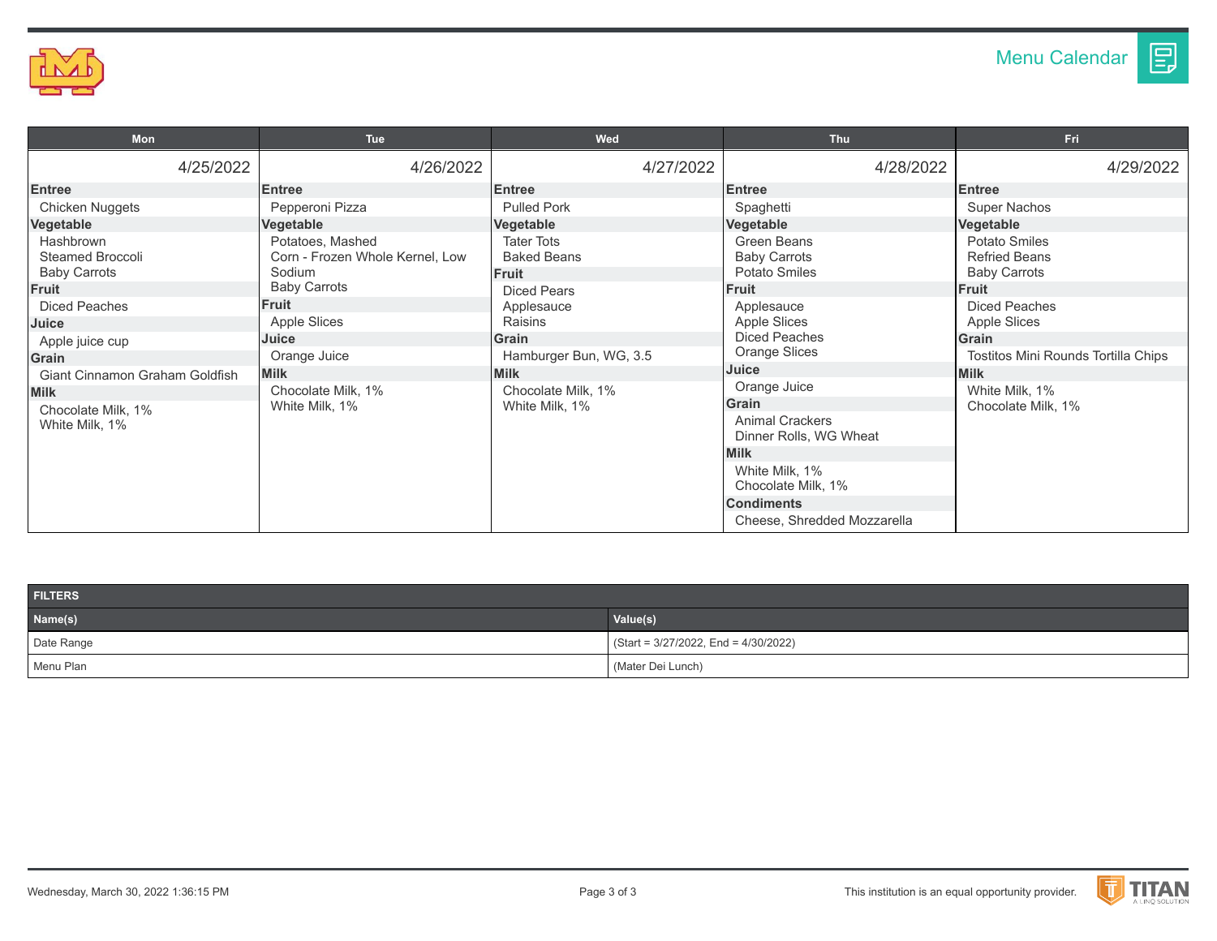# Menu Calendar

| Mon | Tue | Wed | Thu | Fri |
|---|---|---|---|---|
| 4/25/2022 | 4/26/2022 | 4/27/2022 | 4/28/2022 | 4/29/2022 |
| **Entree** | **Entree** | **Entree** | **Entree** | **Entree** |
| Chicken Nuggets | Pepperoni Pizza | Pulled Pork | Spaghetti | Super Nachos |
| **Vegetable** | **Vegetable** | **Vegetable** | **Vegetable** | **Vegetable** |
| Hashbrown<br>Steamed Broccoli<br>Baby Carrots | Potatoes, Mashed<br>Corn - Frozen Whole Kernel, Low Sodium<br>Baby Carrots | Tater Tots<br>Baked Beans | Green Beans<br>Baby Carrots<br>Potato Smiles | Potato Smiles<br>Refried Beans<br>Baby Carrots |
| **Fruit** | **Fruit** | **Fruit** | **Fruit** | **Fruit** |
| Diced Peaches | Apple Slices | Diced Pears<br>Applesauce<br>Raisins | Applesauce<br>Apple Slices<br>Diced Peaches<br>Orange Slices | Diced Peaches<br>Apple Slices |
| **Juice** | **Juice** | | **Juice** | |
| Apple juice cup | Orange Juice | | Orange Juice | |
| **Grain** | | **Grain** | **Grain** | **Grain** |
| Giant Cinnamon Graham Goldfish | | Hamburger Bun, WG, 3.5 | Animal Crackers<br>Dinner Rolls, WG Wheat | Tostitos Mini Rounds Tortilla Chips |
| **Milk** | **Milk** | **Milk** | **Milk** | **Milk** |
| Chocolate Milk, 1%<br>White Milk, 1% | Chocolate Milk, 1%<br>White Milk, 1% | Chocolate Milk, 1%<br>White Milk, 1% | White Milk, 1%<br>Chocolate Milk, 1% | White Milk, 1%<br>Chocolate Milk, 1% |
| | | | **Condiments** | |
| | | | Cheese, Shredded Mozzarella | |

**FILTERS**

| Name(s) | Value(s) |
|---|---|
| Date Range | (Start = 3/27/2022, End = 4/30/2022) |
| Menu Plan | (Mater Dei Lunch) |

Wednesday, March 30, 2022 1:36:15 PM

This institution is an equal opportunity provider.